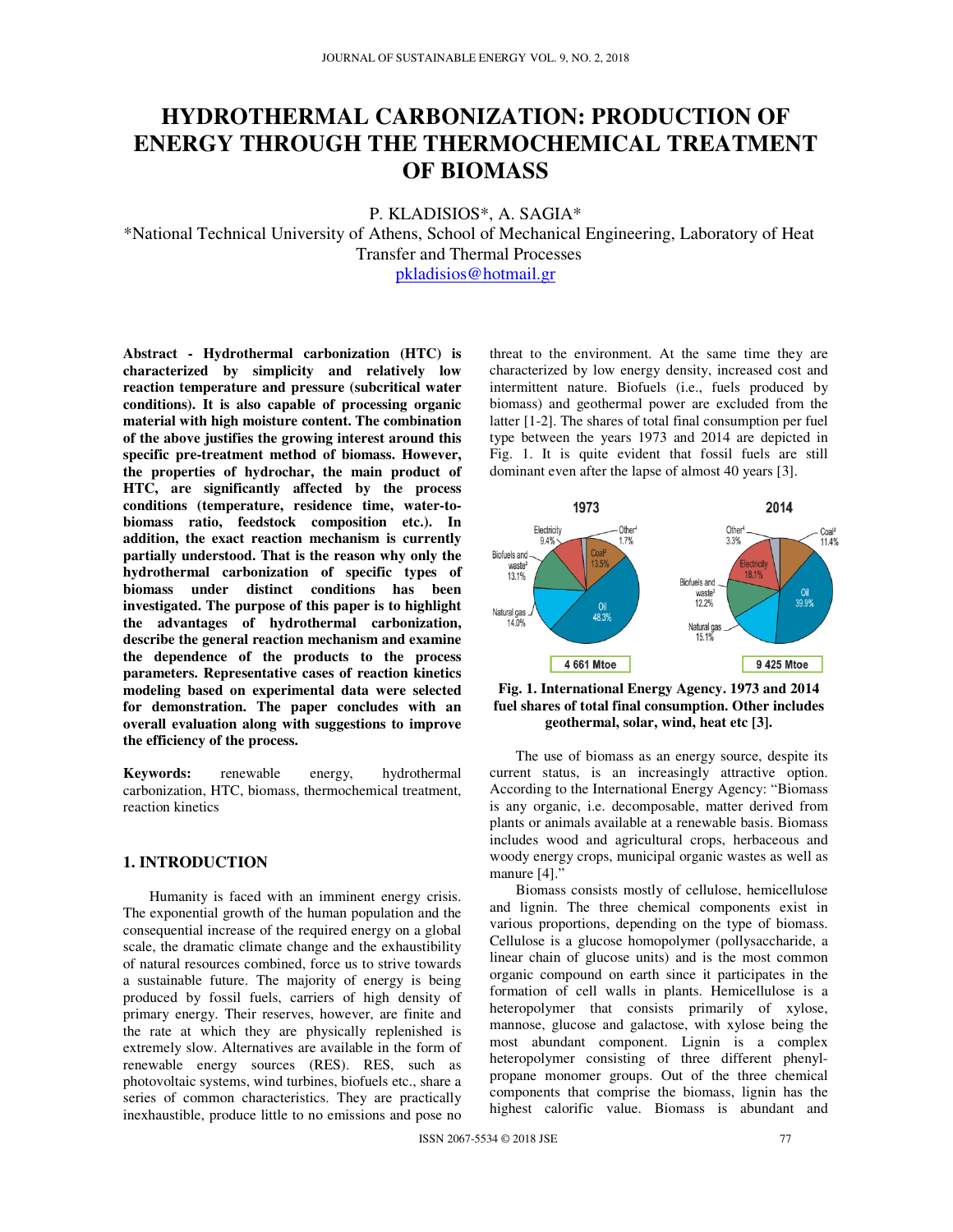# HYDROTHERMAL CARBONIZATION: PRODUCTION OF ENERGY THROUGH THE THERMOCHEMICAL TREATMENT OF BIOMASS

P. KLADISIOS*, A. SAGIA*

*National Technical University of Athens, School of Mechanical Engineering, Laboratory of Heat Transfer and Thermal Processes

pkladisios@hotmail.gr

**Abstract - Hydrothermal carbonization (HTC) is characterized by simplicity and relatively low reaction temperature and pressure (subcritical water conditions). It is also capable of processing organic material with high moisture content. The combination of the above justifies the growing interest around this specific pre-treatment method of biomass. However, the properties of hydrochar, the main product of HTC, are significantly affected by the process conditions (temperature, residence time, water-to-biomass ratio, feedstock composition etc.). In addition, the exact reaction mechanism is currently partially understood. That is the reason why only the hydrothermal carbonization of specific types of biomass under distinct conditions has been investigated. The purpose of this paper is to highlight the advantages of hydrothermal carbonization, describe the general reaction mechanism and examine the dependence of the products to the process parameters. Representative cases of reaction kinetics modeling based on experimental data were selected for demonstration. The paper concludes with an overall evaluation along with suggestions to improve the efficiency of the process.**

**Keywords:** renewable energy, hydrothermal carbonization, HTC, biomass, thermochemical treatment, reaction kinetics

## 1. INTRODUCTION

Humanity is faced with an imminent energy crisis. The exponential growth of the human population and the consequential increase of the required energy on a global scale, the dramatic climate change and the exhaustibility of natural resources combined, force us to strive towards a sustainable future. The majority of energy is being produced by fossil fuels, carriers of high density of primary energy. Their reserves, however, are finite and the rate at which they are physically replenished is extremely slow. Alternatives are available in the form of renewable energy sources (RES). RES, such as photovoltaic systems, wind turbines, biofuels etc., share a series of common characteristics. They are practically inexhaustible, produce little to no emissions and pose no threat to the environment. At the same time they are characterized by low energy density, increased cost and intermittent nature. Biofuels (i.e., fuels produced by biomass) and geothermal power are excluded from the latter [1-2]. The shares of total final consumption per fuel type between the years 1973 and 2014 are depicted in Fig. 1. It is quite evident that fossil fuels are still dominant even after the lapse of almost 40 years [3].

1973: Electricity 9.4%, Other[4] 1.7%, Coal[2] 13.5%, Oil 48.3%, Natural gas 14.0%, Biofuels and waste[3] 13.1% — 4 661 Mtoe

2014: Other[4] 3.3%, Coal[2] 11.4%, Electricity 18.1%, Oil 39.9%, Natural gas 15.1%, Biofuels and waste[3] 12.2% — 9 425 Mtoe

**Fig. 1. International Energy Agency. 1973 and 2014 fuel shares of total final consumption. Other includes geothermal, solar, wind, heat etc [3].**

The use of biomass as an energy source, despite its current status, is an increasingly attractive option. According to the International Energy Agency: "Biomass is any organic, i.e. decomposable, matter derived from plants or animals available at a renewable basis. Biomass includes wood and agricultural crops, herbaceous and woody energy crops, municipal organic wastes as well as manure [4]."

Biomass consists mostly of cellulose, hemicellulose and lignin. The three chemical components exist in various proportions, depending on the type of biomass. Cellulose is a glucose homopolymer (pollysaccharide, a linear chain of glucose units) and is the most common organic compound on earth since it participates in the formation of cell walls in plants. Hemicellulose is a heteropolymer that consists primarily of xylose, mannose, glucose and galactose, with xylose being the most abundant component. Lignin is a complex heteropolymer consisting of three different phenyl-propane monomer groups. Out of the three chemical components that comprise the biomass, lignin has the highest calorific value. Biomass is abundant and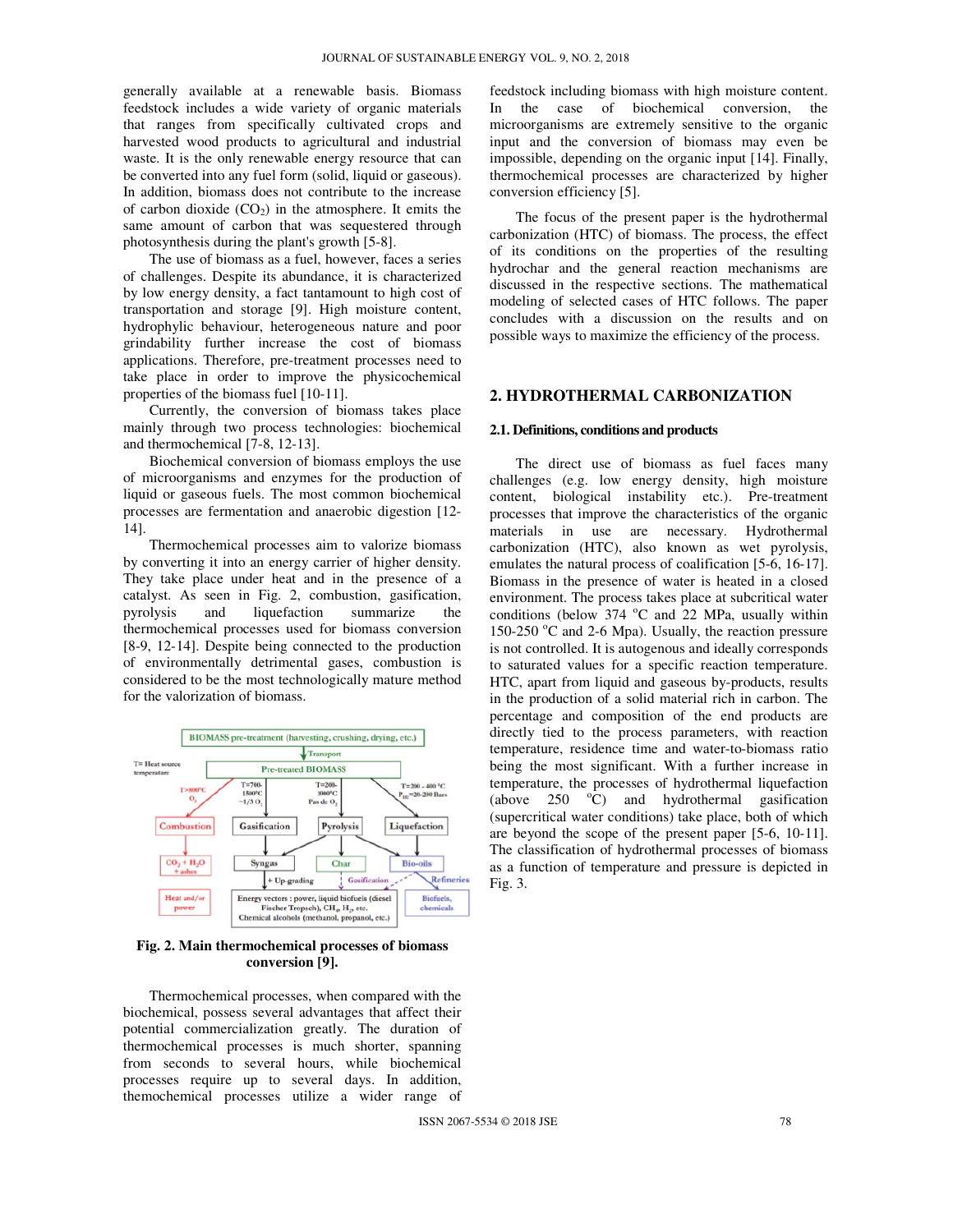generally available at a renewable basis. Biomass feedstock includes a wide variety of organic materials that ranges from specifically cultivated crops and harvested wood products to agricultural and industrial waste. It is the only renewable energy resource that can be converted into any fuel form (solid, liquid or gaseous). In addition, biomass does not contribute to the increase of carbon dioxide ($CO_2$) in the atmosphere. It emits the same amount of carbon that was sequestered through photosynthesis during the plant's growth [5-8].

The use of biomass as a fuel, however, faces a series of challenges. Despite its abundance, it is characterized by low energy density, a fact tantamount to high cost of transportation and storage [9]. High moisture content, hydrophylic behaviour, heterogeneous nature and poor grindability further increase the cost of biomass applications. Therefore, pre-treatment processes need to take place in order to improve the physicochemical properties of the biomass fuel [10-11].

Currently, the conversion of biomass takes place mainly through two process technologies: biochemical and thermochemical [7-8, 12-13].

Biochemical conversion of biomass employs the use of microorganisms and enzymes for the production of liquid or gaseous fuels. The most common biochemical processes are fermentation and anaerobic digestion [12-14].

Thermochemical processes aim to valorize biomass by converting it into an energy carrier of higher density. They take place under heat and in the presence of a catalyst. As seen in Fig. 2, combustion, gasification, pyrolysis and liquefaction summarize the thermochemical processes used for biomass conversion [8-9, 12-14]. Despite being connected to the production of environmentally detrimental gases, combustion is considered to be the most technologically mature method for the valorization of biomass.

**Fig. 2. Main thermochemical processes of biomass conversion [9].**

Thermochemical processes, when compared with the biochemical, possess several advantages that affect their potential commercialization greatly. The duration of thermochemical processes is much shorter, spanning from seconds to several hours, while biochemical processes require up to several days. In addition, themochemical processes utilize a wider range of feedstock including biomass with high moisture content. In the case of biochemical conversion, the microorganisms are extremely sensitive to the organic input and the conversion of biomass may even be impossible, depending on the organic input [14]. Finally, thermochemical processes are characterized by higher conversion efficiency [5].

The focus of the present paper is the hydrothermal carbonization (HTC) of biomass. The process, the effect of its conditions on the properties of the resulting hydrochar and the general reaction mechanisms are discussed in the respective sections. The mathematical modeling of selected cases of HTC follows. The paper concludes with a discussion on the results and on possible ways to maximize the efficiency of the process.

## 2. HYDROTHERMAL CARBONIZATION

### 2.1. Definitions, conditions and products

The direct use of biomass as fuel faces many challenges (e.g. low energy density, high moisture content, biological instability etc.). Pre-treatment processes that improve the characteristics of the organic materials in use are necessary. Hydrothermal carbonization (HTC), also known as wet pyrolysis, emulates the natural process of coalification [5-6, 16-17]. Biomass in the presence of water is heated in a closed environment. The process takes place at subcritical water conditions (below 374 °C and 22 MPa, usually within 150-250 °C and 2-6 Mpa). Usually, the reaction pressure is not controlled. It is autogenous and ideally corresponds to saturated values for a specific reaction temperature. HTC, apart from liquid and gaseous by-products, results in the production of a solid material rich in carbon. The percentage and composition of the end products are directly tied to the process parameters, with reaction temperature, residence time and water-to-biomass ratio being the most significant. With a further increase in temperature, the processes of hydrothermal liquefaction (above 250 °C) and hydrothermal gasification (supercritical water conditions) take place, both of which are beyond the scope of the present paper [5-6, 10-11]. The classification of hydrothermal processes of biomass as a function of temperature and pressure is depicted in Fig. 3.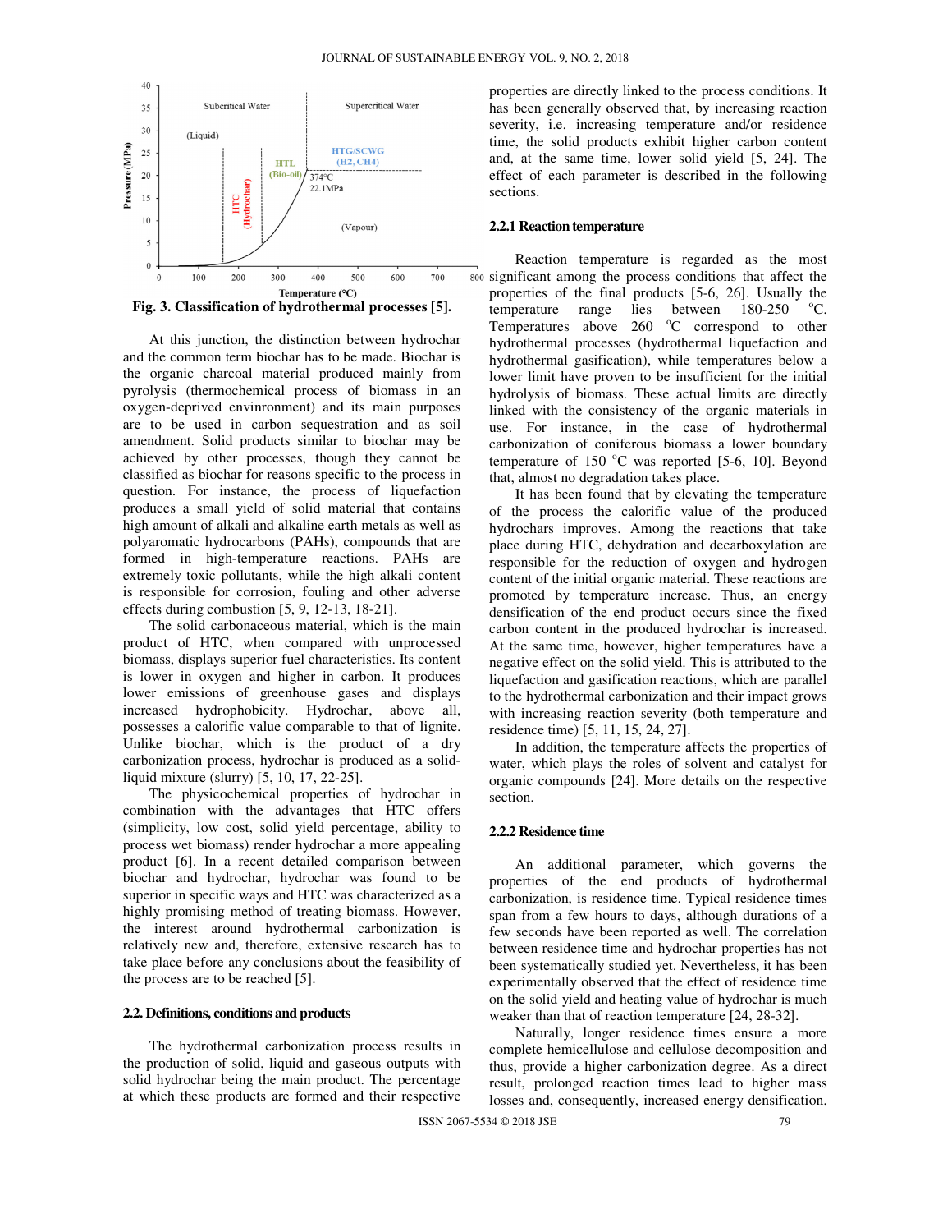Fig. 3. Classification of hydrothermal processes [5].

At this junction, the distinction between hydrochar and the common term biochar has to be made. Biochar is the organic charcoal material produced mainly from pyrolysis (thermochemical process of biomass in an oxygen-deprived envinronment) and its main purposes are to be used in carbon sequestration and as soil amendment. Solid products similar to biochar may be achieved by other processes, though they cannot be classified as biochar for reasons specific to the process in question. For instance, the process of liquefaction produces a small yield of solid material that contains high amount of alkali and alkaline earth metals as well as polyaromatic hydrocarbons (PAHs), compounds that are formed in high-temperature reactions. PAHs are extremely toxic pollutants, while the high alkali content is responsible for corrosion, fouling and other adverse effects during combustion [5, 9, 12-13, 18-21].

The solid carbonaceous material, which is the main product of HTC, when compared with unprocessed biomass, displays superior fuel characteristics. Its content is lower in oxygen and higher in carbon. It produces lower emissions of greenhouse gases and displays increased hydrophobicity. Hydrochar, above all, possesses a calorific value comparable to that of lignite. Unlike biochar, which is the product of a dry carbonization process, hydrochar is produced as a solid-liquid mixture (slurry) [5, 10, 17, 22-25].

The physicochemical properties of hydrochar in combination with the advantages that HTC offers (simplicity, low cost, solid yield percentage, ability to process wet biomass) render hydrochar a more appealing product [6]. In a recent detailed comparison between biochar and hydrochar, hydrochar was found to be superior in specific ways and HTC was characterized as a highly promising method of treating biomass. However, the interest around hydrothermal carbonization is relatively new and, therefore, extensive research has to take place before any conclusions about the feasibility of the process are to be reached [5].

### 2.2. Definitions, conditions and products

The hydrothermal carbonization process results in the production of solid, liquid and gaseous outputs with solid hydrochar being the main product. The percentage at which these products are formed and their respective properties are directly linked to the process conditions. It has been generally observed that, by increasing reaction severity, i.e. increasing temperature and/or residence time, the solid products exhibit higher carbon content and, at the same time, lower solid yield [5, 24]. The effect of each parameter is described in the following sections.

#### 2.2.1 Reaction temperature

Reaction temperature is regarded as the most significant among the process conditions that affect the properties of the final products [5-6, 26]. Usually the temperature range lies between 180-250 °C. Temperatures above 260 °C correspond to other hydrothermal processes (hydrothermal liquefaction and hydrothermal gasification), while temperatures below a lower limit have proven to be insufficient for the initial hydrolysis of biomass. These actual limits are directly linked with the consistency of the organic materials in use. For instance, in the case of hydrothermal carbonization of coniferous biomass a lower boundary temperature of 150 °C was reported [5-6, 10]. Beyond that, almost no degradation takes place.

It has been found that by elevating the temperature of the process the calorific value of the produced hydrochars improves. Among the reactions that take place during HTC, dehydration and decarboxylation are responsible for the reduction of oxygen and hydrogen content of the initial organic material. These reactions are promoted by temperature increase. Thus, an energy densification of the end product occurs since the fixed carbon content in the produced hydrochar is increased. At the same time, however, higher temperatures have a negative effect on the solid yield. This is attributed to the liquefaction and gasification reactions, which are parallel to the hydrothermal carbonization and their impact grows with increasing reaction severity (both temperature and residence time) [5, 11, 15, 24, 27].

In addition, the temperature affects the properties of water, which plays the roles of solvent and catalyst for organic compounds [24]. More details on the respective section.

#### 2.2.2 Residence time

An additional parameter, which governs the properties of the end products of hydrothermal carbonization, is residence time. Typical residence times span from a few hours to days, although durations of a few seconds have been reported as well. The correlation between residence time and hydrochar properties has not been systematically studied yet. Nevertheless, it has been experimentally observed that the effect of residence time on the solid yield and heating value of hydrochar is much weaker than that of reaction temperature [24, 28-32].

Naturally, longer residence times ensure a more complete hemicellulose and cellulose decomposition and thus, provide a higher carbonization degree. As a direct result, prolonged reaction times lead to higher mass losses and, consequently, increased energy densification.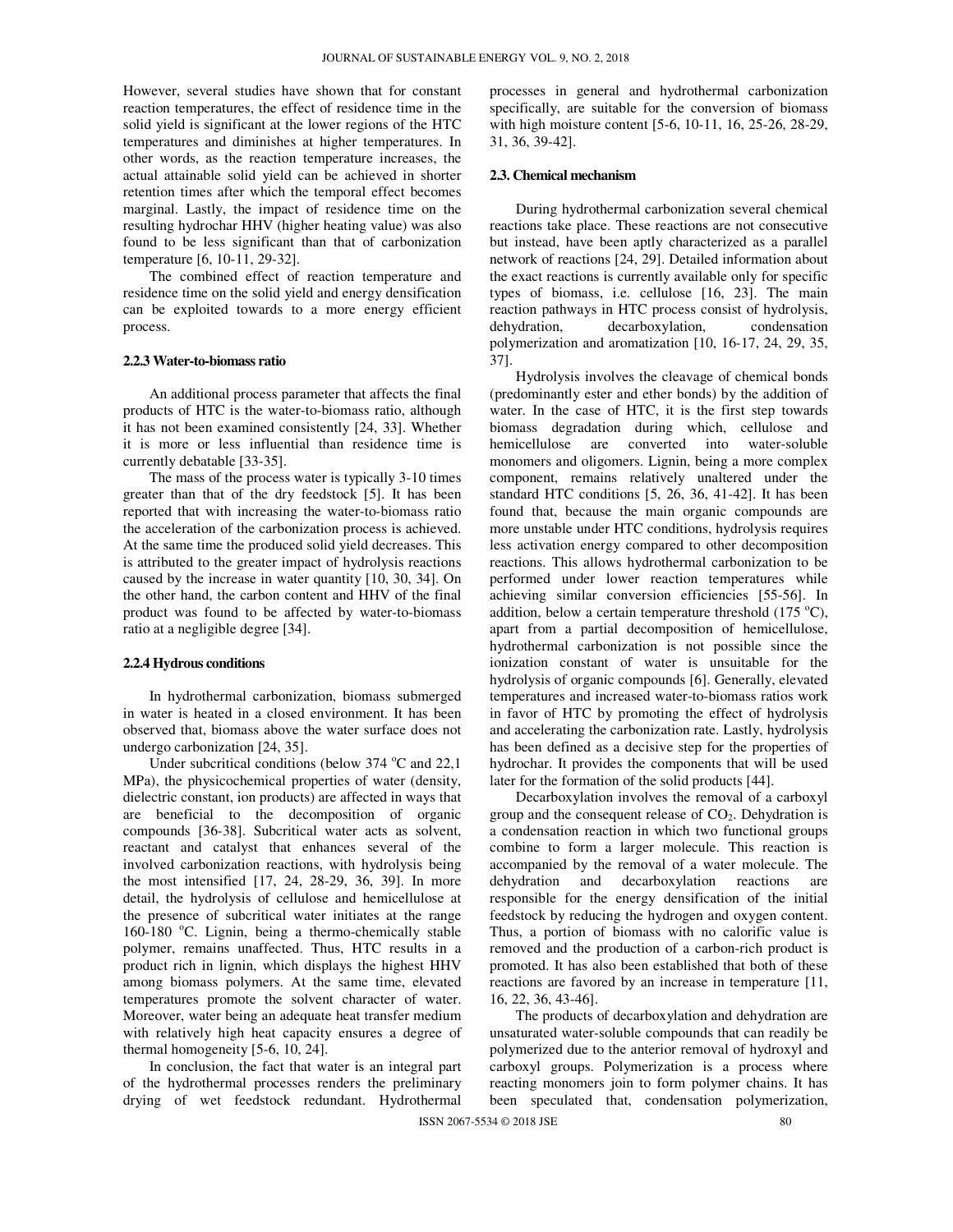However, several studies have shown that for constant reaction temperatures, the effect of residence time in the solid yield is significant at the lower regions of the HTC temperatures and diminishes at higher temperatures. In other words, as the reaction temperature increases, the actual attainable solid yield can be achieved in shorter retention times after which the temporal effect becomes marginal. Lastly, the impact of residence time on the resulting hydrochar HHV (higher heating value) was also found to be less significant than that of carbonization temperature [6, 10-11, 29-32].

The combined effect of reaction temperature and residence time on the solid yield and energy densification can be exploited towards to a more energy efficient process.

### 2.2.3 Water-to-biomass ratio

An additional process parameter that affects the final products of HTC is the water-to-biomass ratio, although it has not been examined consistently [24, 33]. Whether it is more or less influential than residence time is currently debatable [33-35].

The mass of the process water is typically 3-10 times greater than that of the dry feedstock [5]. It has been reported that with increasing the water-to-biomass ratio the acceleration of the carbonization process is achieved. At the same time the produced solid yield decreases. This is attributed to the greater impact of hydrolysis reactions caused by the increase in water quantity [10, 30, 34]. On the other hand, the carbon content and HHV of the final product was found to be affected by water-to-biomass ratio at a negligible degree [34].

### 2.2.4 Hydrous conditions

In hydrothermal carbonization, biomass submerged in water is heated in a closed environment. It has been observed that, biomass above the water surface does not undergo carbonization [24, 35].

Under subcritical conditions (below 374 $^{o}$C and 22,1 MPa), the physicochemical properties of water (density, dielectric constant, ion products) are affected in ways that are beneficial to the decomposition of organic compounds [36-38]. Subcritical water acts as solvent, reactant and catalyst that enhances several of the involved carbonization reactions, with hydrolysis being the most intensified [17, 24, 28-29, 36, 39]. In more detail, the hydrolysis of cellulose and hemicellulose at the presence of subcritical water initiates at the range 160-180 $^{o}$C. Lignin, being a thermo-chemically stable polymer, remains unaffected. Thus, HTC results in a product rich in lignin, which displays the highest HHV among biomass polymers. At the same time, elevated temperatures promote the solvent character of water. Moreover, water being an adequate heat transfer medium with relatively high heat capacity ensures a degree of thermal homogeneity [5-6, 10, 24].

In conclusion, the fact that water is an integral part of the hydrothermal processes renders the preliminary drying of wet feedstock redundant. Hydrothermal processes in general and hydrothermal carbonization specifically, are suitable for the conversion of biomass with high moisture content [5-6, 10-11, 16, 25-26, 28-29, 31, 36, 39-42].

## 2.3. Chemical mechanism

During hydrothermal carbonization several chemical reactions take place. These reactions are not consecutive but instead, have been aptly characterized as a parallel network of reactions [24, 29]. Detailed information about the exact reactions is currently available only for specific types of biomass, i.e. cellulose [16, 23]. The main reaction pathways in HTC process consist of hydrolysis, dehydration, decarboxylation, condensation polymerization and aromatization [10, 16-17, 24, 29, 35, 37].

Hydrolysis involves the cleavage of chemical bonds (predominantly ester and ether bonds) by the addition of water. In the case of HTC, it is the first step towards biomass degradation during which, cellulose and hemicellulose are converted into water-soluble monomers and oligomers. Lignin, being a more complex component, remains relatively unaltered under the standard HTC conditions [5, 26, 36, 41-42]. It has been found that, because the main organic compounds are more unstable under HTC conditions, hydrolysis requires less activation energy compared to other decomposition reactions. This allows hydrothermal carbonization to be performed under lower reaction temperatures while achieving similar conversion efficiencies [55-56]. In addition, below a certain temperature threshold (175 $^{o}$C), apart from a partial decomposition of hemicellulose, hydrothermal carbonization is not possible since the ionization constant of water is unsuitable for the hydrolysis of organic compounds [6]. Generally, elevated temperatures and increased water-to-biomass ratios work in favor of HTC by promoting the effect of hydrolysis and accelerating the carbonization rate. Lastly, hydrolysis has been defined as a decisive step for the properties of hydrochar. It provides the components that will be used later for the formation of the solid products [44].

Decarboxylation involves the removal of a carboxyl group and the consequent release of $CO_2$. Dehydration is a condensation reaction in which two functional groups combine to form a larger molecule. This reaction is accompanied by the removal of a water molecule. The dehydration and decarboxylation reactions are responsible for the energy densification of the initial feedstock by reducing the hydrogen and oxygen content. Thus, a portion of biomass with no calorific value is removed and the production of a carbon-rich product is promoted. It has also been established that both of these reactions are favored by an increase in temperature [11, 16, 22, 36, 43-46].

The products of decarboxylation and dehydration are unsaturated water-soluble compounds that can readily be polymerized due to the anterior removal of hydroxyl and carboxyl groups. Polymerization is a process where reacting monomers join to form polymer chains. It has been speculated that, condensation polymerization,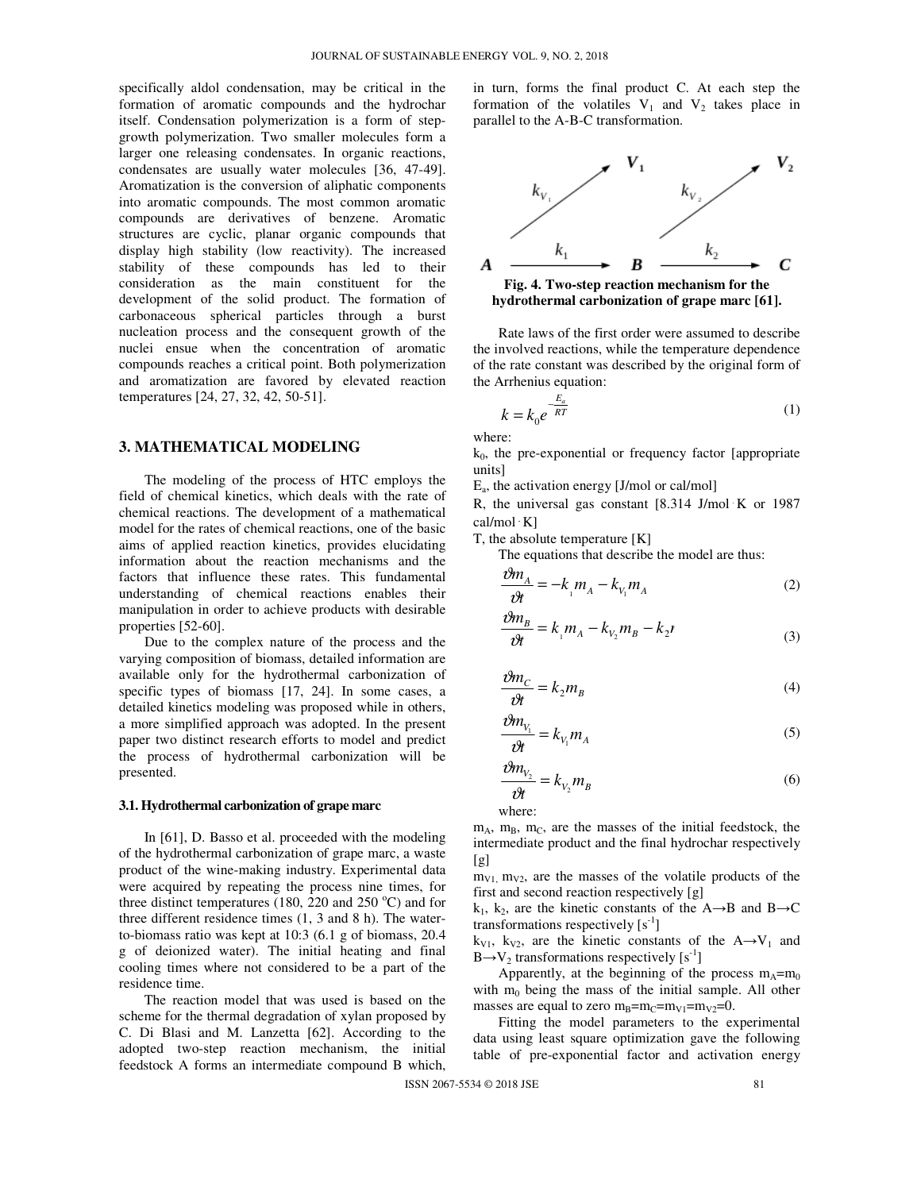specifically aldol condensation, may be critical in the formation of aromatic compounds and the hydrochar itself. Condensation polymerization is a form of step-growth polymerization. Two smaller molecules form a larger one releasing condensates. In organic reactions, condensates are usually water molecules [36, 47-49]. Aromatization is the conversion of aliphatic components into aromatic compounds. The most common aromatic compounds are derivatives of benzene. Aromatic structures are cyclic, planar organic compounds that display high stability (low reactivity). The increased stability of these compounds has led to their consideration as the main constituent for the development of the solid product. The formation of carbonaceous spherical particles through a burst nucleation process and the consequent growth of the nuclei ensue when the concentration of aromatic compounds reaches a critical point. Both polymerization and aromatization are favored by elevated reaction temperatures [24, 27, 32, 42, 50-51].

## 3. MATHEMATICAL MODELING

The modeling of the process of HTC employs the field of chemical kinetics, which deals with the rate of chemical reactions. The development of a mathematical model for the rates of chemical reactions, one of the basic aims of applied reaction kinetics, provides elucidating information about the reaction mechanisms and the factors that influence these rates. This fundamental understanding of chemical reactions enables their manipulation in order to achieve products with desirable properties [52-60].

Due to the complex nature of the process and the varying composition of biomass, detailed information are available only for the hydrothermal carbonization of specific types of biomass [17, 24]. In some cases, a detailed kinetics modeling was proposed while in others, a more simplified approach was adopted. In the present paper two distinct research efforts to model and predict the process of hydrothermal carbonization will be presented.

### 3.1. Hydrothermal carbonization of grape marc

In [61], D. Basso et al. proceeded with the modeling of the hydrothermal carbonization of grape marc, a waste product of the wine-making industry. Experimental data were acquired by repeating the process nine times, for three distinct temperatures (180, 220 and 250 °C) and for three different residence times (1, 3 and 8 h). The water-to-biomass ratio was kept at 10:3 (6.1 g of biomass, 20.4 g of deionized water). The initial heating and final cooling times where not considered to be a part of the residence time.

The reaction model that was used is based on the scheme for the thermal degradation of xylan proposed by C. Di Blasi and M. Lanzetta [62]. According to the adopted two-step reaction mechanism, the initial feedstock A forms an intermediate compound B which, in turn, forms the final product C. At each step the formation of the volatiles $V_1$ and $V_2$ takes place in parallel to the A-B-C transformation.

**Fig. 4. Two-step reaction mechanism for the hydrothermal carbonization of grape marc [61].**

Rate laws of the first order were assumed to describe the involved reactions, while the temperature dependence of the rate constant was described by the original form of the Arrhenius equation:

$$k = k_0 e^{-\frac{E_a}{RT}} \tag{1}$$

where:

$k_0$, the pre-exponential or frequency factor [appropriate units]

$E_a$, the activation energy [J/mol or cal/mol]

R, the universal gas constant [8.314 J/mol·K or 1987 cal/mol·K]

T, the absolute temperature [K]

The equations that describe the model are thus:

$$\frac{\vartheta m_A}{\vartheta t} = -k_1 m_A - k_{V_1} m_A \tag{2}$$

$$\frac{\vartheta m_B}{\vartheta t} = k_1 m_A - k_{V_2} m_B - k_2 m_B \tag{3}$$

$$\frac{\vartheta m_C}{\vartheta t} = k_2 m_B \tag{4}$$

$$\frac{\vartheta m_{V_1}}{\vartheta t} = k_{V_1} m_A \tag{5}$$

$$\frac{\vartheta m_{V_2}}{\vartheta t} = k_{V_2} m_B \tag{6}$$

where:

$m_A$, $m_B$, $m_C$, are the masses of the initial feedstock, the intermediate product and the final hydrochar respectively [g]

$m_{V1}$, $m_{V2}$, are the masses of the volatile products of the first and second reaction respectively [g]

$k_1$, $k_2$, are the kinetic constants of the A→B and B→C transformations respectively [$s^{-1}$]

$k_{V1}$, $k_{V2}$, are the kinetic constants of the A→$V_1$ and B→$V_2$ transformations respectively [$s^{-1}$]

Apparently, at the beginning of the process $m_A$=$m_0$ with $m_0$ being the mass of the initial sample. All other masses are equal to zero $m_B$=$m_C$=$m_{V1}$=$m_{V2}$=0.

Fitting the model parameters to the experimental data using least square optimization gave the following table of pre-exponential factor and activation energy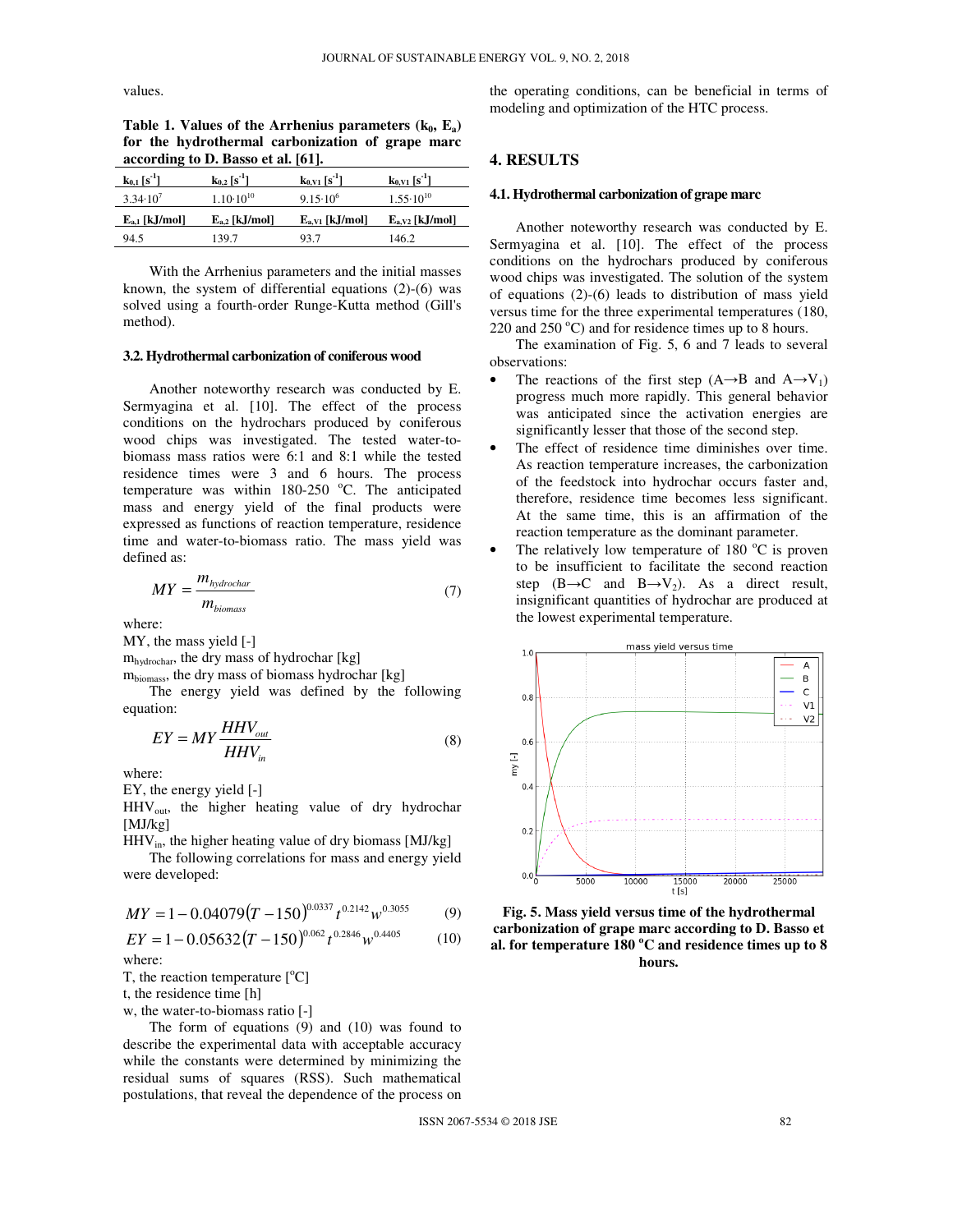values.

**Table 1. Values of the Arrhenius parameters ($k_0$, $E_a$) for the hydrothermal carbonization of grape marc according to D. Basso et al. [61].**

| $k_{0,1}$ [$s^{-1}$] | $k_{0,2}$ [$s^{-1}$] | $k_{0,V1}$ [$s^{-1}$] | $k_{0,V1}$ [$s^{-1}$] |
|---|---|---|---|
| $3.34 \cdot 10^{7}$ | $1.10 \cdot 10^{10}$ | $9.15 \cdot 10^{6}$ | $1.55 \cdot 10^{10}$ |
| **$E_{a,1}$ [kJ/mol]** | **$E_{a,2}$ [kJ/mol]** | **$E_{a,V1}$ [kJ/mol]** | **$E_{a,V2}$ [kJ/mol]** |
| 94.5 | 139.7 | 93.7 | 146.2 |

With the Arrhenius parameters and the initial masses known, the system of differential equations (2)-(6) was solved using a fourth-order Runge-Kutta method (Gill's method).

### 3.2. Hydrothermal carbonization of coniferous wood

Another noteworthy research was conducted by E. Sermyagina et al. [10]. The effect of the process conditions on the hydrochars produced by coniferous wood chips was investigated. The tested water-to-biomass mass ratios were 6:1 and 8:1 while the tested residence times were 3 and 6 hours. The process temperature was within 180-250 °C. The anticipated mass and energy yield of the final products were expressed as functions of reaction temperature, residence time and water-to-biomass ratio. The mass yield was defined as:

$$MY = \frac{m_{hydrochar}}{m_{biomass}} \tag{7}$$

where:

MY, the mass yield [-]

$m_{hydrochar}$, the dry mass of hydrochar [kg]

$m_{biomass}$, the dry mass of biomass hydrochar [kg]

The energy yield was defined by the following equation:

$$EY = MY \frac{HHV_{out}}{HHV_{in}} \tag{8}$$

where:

EY, the energy yield [-]

$HHV_{out}$, the higher heating value of dry hydrochar [MJ/kg]

$HHV_{in}$, the higher heating value of dry biomass [MJ/kg]

The following correlations for mass and energy yield were developed:

$$MY = 1 - 0.04079(T-150)^{0.0337} t^{0.2142} w^{0.3055} \tag{9}$$

$$EY = 1 - 0.05632(T-150)^{0.062} t^{0.2846} w^{0.4405} \tag{10}$$

where:

T, the reaction temperature [°C]

t, the residence time [h]

w, the water-to-biomass ratio [-]

The form of equations (9) and (10) was found to describe the experimental data with acceptable accuracy while the constants were determined by minimizing the residual sums of squares (RSS). Such mathematical postulations, that reveal the dependence of the process on the operating conditions, can be beneficial in terms of modeling and optimization of the HTC process.

## 4. RESULTS

### 4.1. Hydrothermal carbonization of grape marc

Another noteworthy research was conducted by E. Sermyagina et al. [10]. The effect of the process conditions on the hydrochars produced by coniferous wood chips was investigated. The solution of the system of equations (2)-(6) leads to distribution of mass yield versus time for the three experimental temperatures (180, 220 and 250 °C) and for residence times up to 8 hours.

The examination of Fig. 5, 6 and 7 leads to several observations:

- The reactions of the first step (A→B and A→$V_1$) progress much more rapidly. This general behavior was anticipated since the activation energies are significantly lesser that those of the second step.
- The effect of residence time diminishes over time. As reaction temperature increases, the carbonization of the feedstock into hydrochar occurs faster and, therefore, residence time becomes less significant. At the same time, this is an affirmation of the reaction temperature as the dominant parameter.
- The relatively low temperature of 180 °C is proven to be insufficient to facilitate the second reaction step (B→C and B→$V_2$). As a direct result, insignificant quantities of hydrochar are produced at the lowest experimental temperature.

**Fig. 5. Mass yield versus time of the hydrothermal carbonization of grape marc according to D. Basso et al. for temperature 180 °C and residence times up to 8 hours.**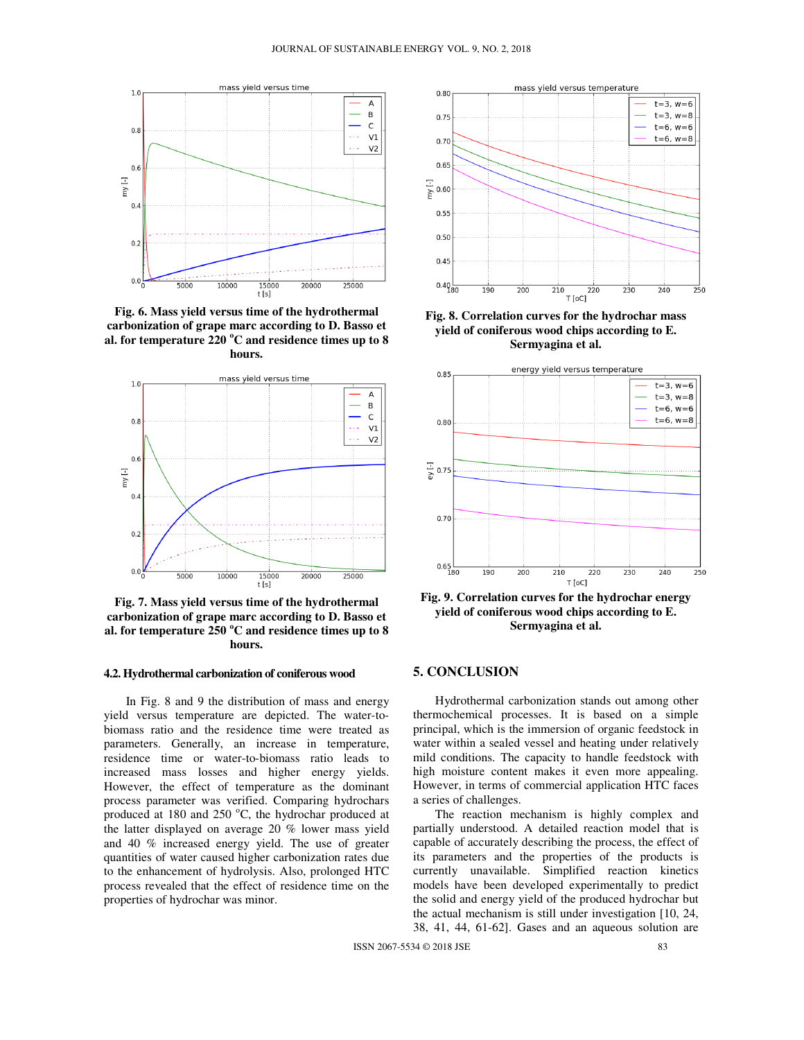**Fig. 6. Mass yield versus time of the hydrothermal carbonization of grape marc according to D. Basso et al. for temperature 220 °C and residence times up to 8 hours.**

**Fig. 7. Mass yield versus time of the hydrothermal carbonization of grape marc according to D. Basso et al. for temperature 250 °C and residence times up to 8 hours.**

### 4.2. Hydrothermal carbonization of coniferous wood

In Fig. 8 and 9 the distribution of mass and energy yield versus temperature are depicted. The water-to-biomass ratio and the residence time were treated as parameters. Generally, an increase in temperature, residence time or water-to-biomass ratio leads to increased mass losses and higher energy yields. However, the effect of temperature as the dominant process parameter was verified. Comparing hydrochars produced at 180 and 250 °C, the hydrochar produced at the latter displayed on average 20 % lower mass yield and 40 % increased energy yield. The use of greater quantities of water caused higher carbonization rates due to the enhancement of hydrolysis. Also, prolonged HTC process revealed that the effect of residence time on the properties of hydrochar was minor.

**Fig. 8. Correlation curves for the hydrochar mass yield of coniferous wood chips according to E. Sermyagina et al.**

**Fig. 9. Correlation curves for the hydrochar energy yield of coniferous wood chips according to E. Sermyagina et al.**

## 5. CONCLUSION

Hydrothermal carbonization stands out among other thermochemical processes. It is based on a simple principal, which is the immersion of organic feedstock in water within a sealed vessel and heating under relatively mild conditions. The capacity to handle feedstock with high moisture content makes it even more appealing. However, in terms of commercial application HTC faces a series of challenges.

The reaction mechanism is highly complex and partially understood. A detailed reaction model that is capable of accurately describing the process, the effect of its parameters and the properties of the products is currently unavailable. Simplified reaction kinetics models have been developed experimentally to predict the solid and energy yield of the produced hydrochar but the actual mechanism is still under investigation [10, 24, 38, 41, 44, 61-62]. Gases and an aqueous solution are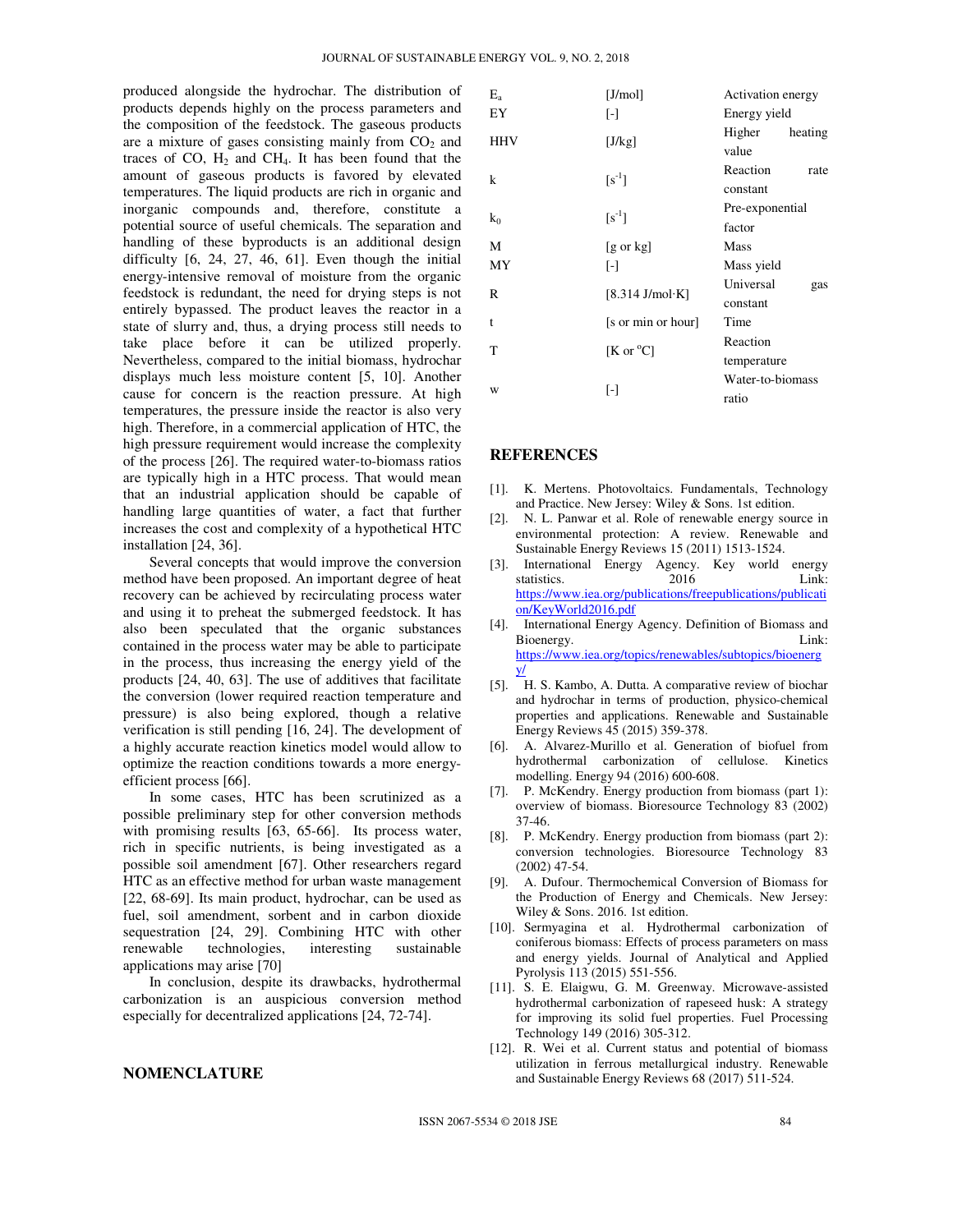produced alongside the hydrochar. The distribution of products depends highly on the process parameters and the composition of the feedstock. The gaseous products are a mixture of gases consisting mainly from $CO_2$ and traces of CO, $H_2$ and $CH_4$. It has been found that the amount of gaseous products is favored by elevated temperatures. The liquid products are rich in organic and inorganic compounds and, therefore, constitute a potential source of useful chemicals. The separation and handling of these byproducts is an additional design difficulty [6, 24, 27, 46, 61]. Even though the initial energy-intensive removal of moisture from the organic feedstock is redundant, the need for drying steps is not entirely bypassed. The product leaves the reactor in a state of slurry and, thus, a drying process still needs to take place before it can be utilized properly. Nevertheless, compared to the initial biomass, hydrochar displays much less moisture content [5, 10]. Another cause for concern is the reaction pressure. At high temperatures, the pressure inside the reactor is also very high. Therefore, in a commercial application of HTC, the high pressure requirement would increase the complexity of the process [26]. The required water-to-biomass ratios are typically high in a HTC process. That would mean that an industrial application should be capable of handling large quantities of water, a fact that further increases the cost and complexity of a hypothetical HTC installation [24, 36].

Several concepts that would improve the conversion method have been proposed. An important degree of heat recovery can be achieved by recirculating process water and using it to preheat the submerged feedstock. It has also been speculated that the organic substances contained in the process water may be able to participate in the process, thus increasing the energy yield of the products [24, 40, 63]. The use of additives that facilitate the conversion (lower required reaction temperature and pressure) is also being explored, though a relative verification is still pending [16, 24]. The development of a highly accurate reaction kinetics model would allow to optimize the reaction conditions towards a more energy-efficient process [66].

In some cases, HTC has been scrutinized as a possible preliminary step for other conversion methods with promising results [63, 65-66]. Its process water, rich in specific nutrients, is being investigated as a possible soil amendment [67]. Other researchers regard HTC as an effective method for urban waste management [22, 68-69]. Its main product, hydrochar, can be used as fuel, soil amendment, sorbent and in carbon dioxide sequestration [24, 29]. Combining HTC with other renewable technologies, interesting sustainable applications may arise [70]

In conclusion, despite its drawbacks, hydrothermal carbonization is an auspicious conversion method especially for decentralized applications [24, 72-74].

## NOMENCLATURE

| | | |
|---|---|---|
| $E_a$ | [J/mol] | Activation energy |
| EY | [-] | Energy yield |
| HHV | [J/kg] | Higher heating value |
| k | [$s^{-1}$] | Reaction rate constant |
| $k_0$ | [$s^{-1}$] | Pre-exponential factor |
| M | [g or kg] | Mass |
| MY | [-] | Mass yield |
| R | [8.314 J/mol·K] | Universal gas constant |
| t | [s or min or hour] | Time |
| T | [K or °C] | Reaction temperature |
| w | [-] | Water-to-biomass ratio |

## REFERENCES

[1]. K. Mertens. Photovoltaics. Fundamentals, Technology and Practice. New Jersey: Wiley & Sons. 1st edition.

[2]. N. L. Panwar et al. Role of renewable energy source in environmental protection: A review. Renewable and Sustainable Energy Reviews 15 (2011) 1513-1524.

[3]. International Energy Agency. Key world energy statistics. 2016 Link: https://www.iea.org/publications/freepublications/publication/KeyWorld2016.pdf

[4]. International Energy Agency. Definition of Biomass and Bioenergy. Link: https://www.iea.org/topics/renewables/subtopics/bioenergy/

[5]. H. S. Kambo, A. Dutta. A comparative review of biochar and hydrochar in terms of production, physico-chemical properties and applications. Renewable and Sustainable Energy Reviews 45 (2015) 359-378.

[6]. A. Alvarez-Murillo et al. Generation of biofuel from hydrothermal carbonization of cellulose. Kinetics modelling. Energy 94 (2016) 600-608.

[7]. P. McKendry. Energy production from biomass (part 1): overview of biomass. Bioresource Technology 83 (2002) 37-46.

[8]. P. McKendry. Energy production from biomass (part 2): conversion technologies. Bioresource Technology 83 (2002) 47-54.

[9]. A. Dufour. Thermochemical Conversion of Biomass for the Production of Energy and Chemicals. New Jersey: Wiley & Sons. 2016. 1st edition.

[10]. Sermyagina et al. Hydrothermal carbonization of coniferous biomass: Effects of process parameters on mass and energy yields. Journal of Analytical and Applied Pyrolysis 113 (2015) 551-556.

[11]. S. E. Elaigwu, G. M. Greenway. Microwave-assisted hydrothermal carbonization of rapeseed husk: A strategy for improving its solid fuel properties. Fuel Processing Technology 149 (2016) 305-312.

[12]. R. Wei et al. Current status and potential of biomass utilization in ferrous metallurgical industry. Renewable and Sustainable Energy Reviews 68 (2017) 511-524.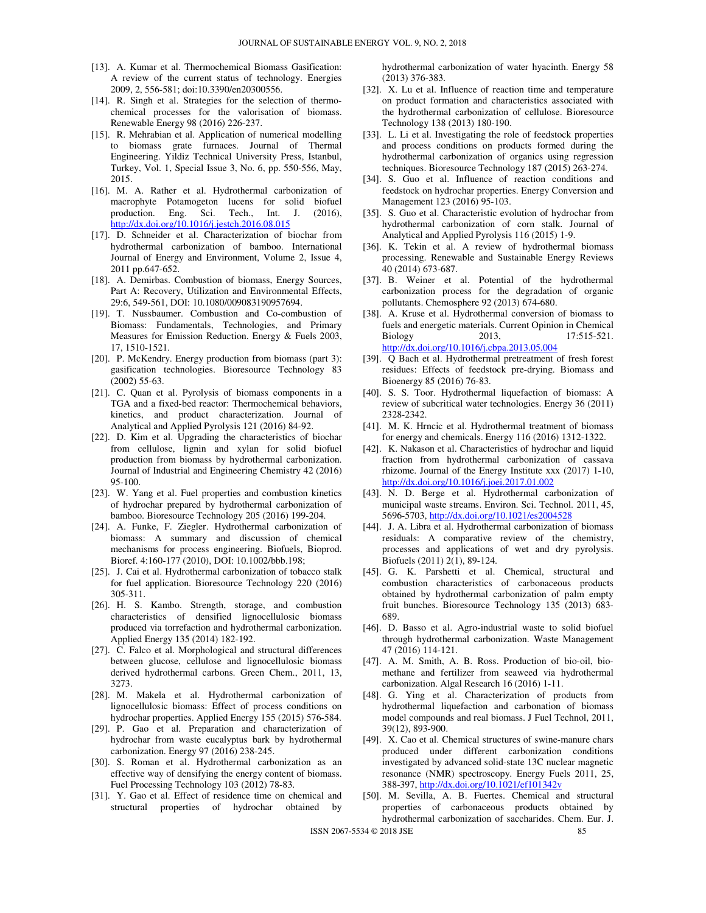[13]. A. Kumar et al. Thermochemical Biomass Gasification: A review of the current status of technology. Energies 2009, 2, 556-581; doi:10.3390/en20300556.

[14]. R. Singh et al. Strategies for the selection of thermo-chemical processes for the valorisation of biomass. Renewable Energy 98 (2016) 226-237.

[15]. R. Mehrabian et al. Application of numerical modelling to biomass grate furnaces. Journal of Thermal Engineering. Yildiz Technical University Press, Istanbul, Turkey, Vol. 1, Special Issue 3, No. 6, pp. 550-556, May, 2015.

[16]. M. A. Rather et al. Hydrothermal carbonization of macrophyte Potamogeton lucens for solid biofuel production. Eng. Sci. Tech., Int. J. (2016), http://dx.doi.org/10.1016/j.jestch.2016.08.015

[17]. D. Schneider et al. Characterization of biochar from hydrothermal carbonization of bamboo. International Journal of Energy and Environment, Volume 2, Issue 4, 2011 pp.647-652.

[18]. A. Demirbas. Combustion of biomass, Energy Sources, Part A: Recovery, Utilization and Environmental Effects, 29:6, 549-561, DOI: 10.1080/009083190957694.

[19]. T. Nussbaumer. Combustion and Co-combustion of Biomass: Fundamentals, Technologies, and Primary Measures for Emission Reduction. Energy & Fuels 2003, 17, 1510-1521.

[20]. P. McKendry. Energy production from biomass (part 3): gasification technologies. Bioresource Technology 83 (2002) 55-63.

[21]. C. Quan et al. Pyrolysis of biomass components in a TGA and a fixed-bed reactor: Thermochemical behaviors, kinetics, and product characterization. Journal of Analytical and Applied Pyrolysis 121 (2016) 84-92.

[22]. D. Kim et al. Upgrading the characteristics of biochar from cellulose, lignin and xylan for solid biofuel production from biomass by hydrothermal carbonization. Journal of Industrial and Engineering Chemistry 42 (2016) 95-100.

[23]. W. Yang et al. Fuel properties and combustion kinetics of hydrochar prepared by hydrothermal carbonization of bamboo. Bioresource Technology 205 (2016) 199-204.

[24]. A. Funke, F. Ziegler. Hydrothermal carbonization of biomass: A summary and discussion of chemical mechanisms for process engineering. Biofuels, Bioprod. Bioref. 4:160-177 (2010), DOI: 10.1002/bbb.198;

[25]. J. Cai et al. Hydrothermal carbonization of tobacco stalk for fuel application. Bioresource Technology 220 (2016) 305-311.

[26]. H. S. Kambo. Strength, storage, and combustion characteristics of densified lignocellulosic biomass produced via torrefaction and hydrothermal carbonization. Applied Energy 135 (2014) 182-192.

[27]. C. Falco et al. Morphological and structural differences between glucose, cellulose and lignocellulosic biomass derived hydrothermal carbons. Green Chem., 2011, 13, 3273.

[28]. M. Makela et al. Hydrothermal carbonization of lignocellulosic biomass: Effect of process conditions on hydrochar properties. Applied Energy 155 (2015) 576-584.

[29]. P. Gao et al. Preparation and characterization of hydrochar from waste eucalyptus bark by hydrothermal carbonization. Energy 97 (2016) 238-245.

[30]. S. Roman et al. Hydrothermal carbonization as an effective way of densifying the energy content of biomass. Fuel Processing Technology 103 (2012) 78-83.

[31]. Y. Gao et al. Effect of residence time on chemical and structural properties of hydrochar obtained by hydrothermal carbonization of water hyacinth. Energy 58 (2013) 376-383.

[32]. X. Lu et al. Influence of reaction time and temperature on product formation and characteristics associated with the hydrothermal carbonization of cellulose. Bioresource Technology 138 (2013) 180-190.

[33]. L. Li et al. Investigating the role of feedstock properties and process conditions on products formed during the hydrothermal carbonization of organics using regression techniques. Bioresource Technology 187 (2015) 263-274.

[34]. S. Guo et al. Influence of reaction conditions and feedstock on hydrochar properties. Energy Conversion and Management 123 (2016) 95-103.

[35]. S. Guo et al. Characteristic evolution of hydrochar from hydrothermal carbonization of corn stalk. Journal of Analytical and Applied Pyrolysis 116 (2015) 1-9.

[36]. K. Tekin et al. A review of hydrothermal biomass processing. Renewable and Sustainable Energy Reviews 40 (2014) 673-687.

[37]. B. Weiner et al. Potential of the hydrothermal carbonization process for the degradation of organic pollutants. Chemosphere 92 (2013) 674-680.

[38]. A. Kruse et al. Hydrothermal conversion of biomass to fuels and energetic materials. Current Opinion in Chemical Biology 2013, 17:515-521. http://dx.doi.org/10.1016/j.cbpa.2013.05.004

[39]. Q Bach et al. Hydrothermal pretreatment of fresh forest residues: Effects of feedstock pre-drying. Biomass and Bioenergy 85 (2016) 76-83.

[40]. S. S. Toor. Hydrothermal liquefaction of biomass: A review of subcritical water technologies. Energy 36 (2011) 2328-2342.

[41]. M. K. Hrncic et al. Hydrothermal treatment of biomass for energy and chemicals. Energy 116 (2016) 1312-1322.

[42]. K. Nakason et al. Characteristics of hydrochar and liquid fraction from hydrothermal carbonization of cassava rhizome. Journal of the Energy Institute xxx (2017) 1-10, http://dx.doi.org/10.1016/j.joei.2017.01.002

[43]. N. D. Berge et al. Hydrothermal carbonization of municipal waste streams. Environ. Sci. Technol. 2011, 45, 5696-5703, http://dx.doi.org/10.1021/es2004528

[44]. J. A. Libra et al. Hydrothermal carbonization of biomass residuals: A comparative review of the chemistry, processes and applications of wet and dry pyrolysis. Biofuels (2011) 2(1), 89-124.

[45]. G. K. Parshetti et al. Chemical, structural and combustion characteristics of carbonaceous products obtained by hydrothermal carbonization of palm empty fruit bunches. Bioresource Technology 135 (2013) 683-689.

[46]. D. Basso et al. Agro-industrial waste to solid biofuel through hydrothermal carbonization. Waste Management 47 (2016) 114-121.

[47]. A. M. Smith, A. B. Ross. Production of bio-oil, bio-methane and fertilizer from seaweed via hydrothermal carbonization. Algal Research 16 (2016) 1-11.

[48]. G. Ying et al. Characterization of products from hydrothermal liquefaction and carbonation of biomass model compounds and real biomass. J Fuel Technol, 2011, 39(12), 893-900.

[49]. X. Cao et al. Chemical structures of swine-manure chars produced under different carbonization conditions investigated by advanced solid-state 13C nuclear magnetic resonance (NMR) spectroscopy. Energy Fuels 2011, 25, 388-397, http://dx.doi.org/10.1021/ef101342v

[50]. M. Sevilla, A. B. Fuertes. Chemical and structural properties of carbonaceous products obtained by hydrothermal carbonization of saccharides. Chem. Eur. J.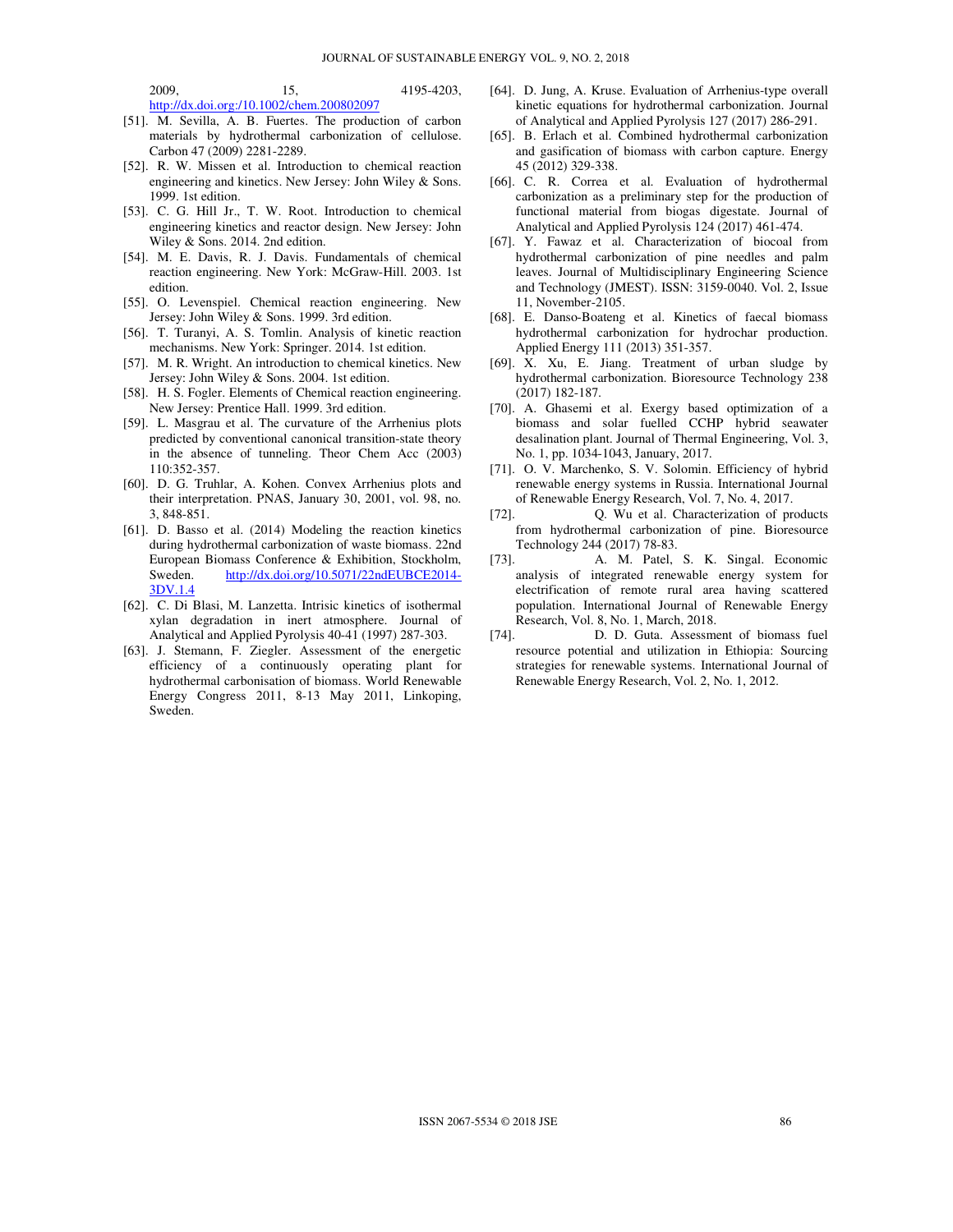2009, 15, 4195-4203, http://dx.doi.org:/10.1002/chem.200802097

[51]. M. Sevilla, A. B. Fuertes. The production of carbon materials by hydrothermal carbonization of cellulose. Carbon 47 (2009) 2281-2289.

[52]. R. W. Missen et al. Introduction to chemical reaction engineering and kinetics. New Jersey: John Wiley & Sons. 1999. 1st edition.

[53]. C. G. Hill Jr., T. W. Root. Introduction to chemical engineering kinetics and reactor design. New Jersey: John Wiley & Sons. 2014. 2nd edition.

[54]. M. E. Davis, R. J. Davis. Fundamentals of chemical reaction engineering. New York: McGraw-Hill. 2003. 1st edition.

[55]. O. Levenspiel. Chemical reaction engineering. New Jersey: John Wiley & Sons. 1999. 3rd edition.

[56]. T. Turanyi, A. S. Tomlin. Analysis of kinetic reaction mechanisms. New York: Springer. 2014. 1st edition.

[57]. M. R. Wright. An introduction to chemical kinetics. New Jersey: John Wiley & Sons. 2004. 1st edition.

[58]. H. S. Fogler. Elements of Chemical reaction engineering. New Jersey: Prentice Hall. 1999. 3rd edition.

[59]. L. Masgrau et al. The curvature of the Arrhenius plots predicted by conventional canonical transition-state theory in the absence of tunneling. Theor Chem Acc (2003) 110:352-357.

[60]. D. G. Truhlar, A. Kohen. Convex Arrhenius plots and their interpretation. PNAS, January 30, 2001, vol. 98, no. 3, 848-851.

[61]. D. Basso et al. (2014) Modeling the reaction kinetics during hydrothermal carbonization of waste biomass. 22nd European Biomass Conference & Exhibition, Stockholm, Sweden. http://dx.doi.org/10.5071/22ndEUBCE2014-3DV.1.4

[62]. C. Di Blasi, M. Lanzetta. Intrisic kinetics of isothermal xylan degradation in inert atmosphere. Journal of Analytical and Applied Pyrolysis 40-41 (1997) 287-303.

[63]. J. Stemann, F. Ziegler. Assessment of the energetic efficiency of a continuously operating plant for hydrothermal carbonisation of biomass. World Renewable Energy Congress 2011, 8-13 May 2011, Linkoping, Sweden.

[64]. D. Jung, A. Kruse. Evaluation of Arrhenius-type overall kinetic equations for hydrothermal carbonization. Journal of Analytical and Applied Pyrolysis 127 (2017) 286-291.

[65]. B. Erlach et al. Combined hydrothermal carbonization and gasification of biomass with carbon capture. Energy 45 (2012) 329-338.

[66]. C. R. Correa et al. Evaluation of hydrothermal carbonization as a preliminary step for the production of functional material from biogas digestate. Journal of Analytical and Applied Pyrolysis 124 (2017) 461-474.

[67]. Y. Fawaz et al. Characterization of biocoal from hydrothermal carbonization of pine needles and palm leaves. Journal of Multidisciplinary Engineering Science and Technology (JMEST). ISSN: 3159-0040. Vol. 2, Issue 11, November-2105.

[68]. E. Danso-Boateng et al. Kinetics of faecal biomass hydrothermal carbonization for hydrochar production. Applied Energy 111 (2013) 351-357.

[69]. X. Xu, E. Jiang. Treatment of urban sludge by hydrothermal carbonization. Bioresource Technology 238 (2017) 182-187.

[70]. A. Ghasemi et al. Exergy based optimization of a biomass and solar fuelled CCHP hybrid seawater desalination plant. Journal of Thermal Engineering, Vol. 3, No. 1, pp. 1034-1043, January, 2017.

[71]. O. V. Marchenko, S. V. Solomin. Efficiency of hybrid renewable energy systems in Russia. International Journal of Renewable Energy Research, Vol. 7, No. 4, 2017.

[72]. Q. Wu et al. Characterization of products from hydrothermal carbonization of pine. Bioresource Technology 244 (2017) 78-83.

[73]. A. M. Patel, S. K. Singal. Economic analysis of integrated renewable energy system for electrification of remote rural area having scattered population. International Journal of Renewable Energy Research, Vol. 8, No. 1, March, 2018.

[74]. D. D. Guta. Assessment of biomass fuel resource potential and utilization in Ethiopia: Sourcing strategies for renewable systems. International Journal of Renewable Energy Research, Vol. 2, No. 1, 2012.